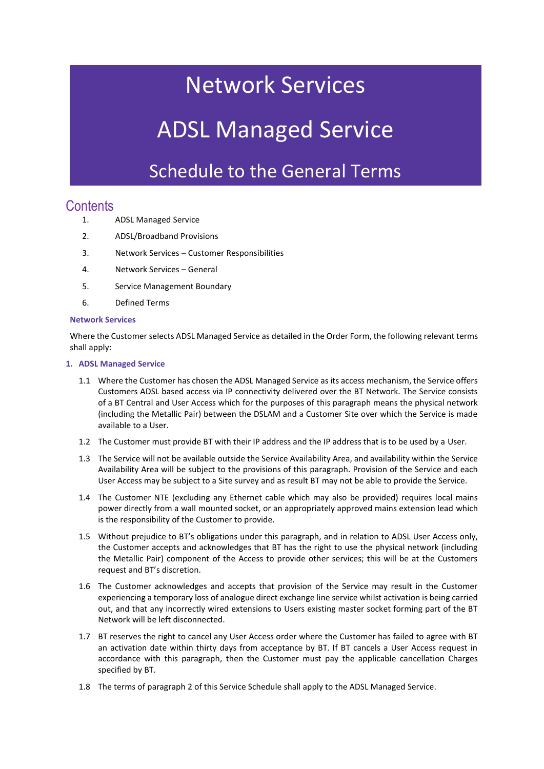# Network Services

# ADSL Managed Service

## Schedule to the General Terms

## Contents

1. ADSL Managed Service
2. ADSL/Broadband Provisions
3. Network Services – Customer Responsibilities
4. Network Services – General
5. Service Management Boundary
6. Defined Terms

**Network Services**

Where the Customer selects ADSL Managed Service as detailed in the Order Form, the following relevant terms shall apply:

### 1. ADSL Managed Service

1.1 Where the Customer has chosen the ADSL Managed Service as its access mechanism, the Service offers Customers ADSL based access via IP connectivity delivered over the BT Network. The Service consists of a BT Central and User Access which for the purposes of this paragraph means the physical network (including the Metallic Pair) between the DSLAM and a Customer Site over which the Service is made available to a User.

1.2 The Customer must provide BT with their IP address and the IP address that is to be used by a User.

1.3 The Service will not be available outside the Service Availability Area, and availability within the Service Availability Area will be subject to the provisions of this paragraph. Provision of the Service and each User Access may be subject to a Site survey and as result BT may not be able to provide the Service.

1.4 The Customer NTE (excluding any Ethernet cable which may also be provided) requires local mains power directly from a wall mounted socket, or an appropriately approved mains extension lead which is the responsibility of the Customer to provide.

1.5 Without prejudice to BT's obligations under this paragraph, and in relation to ADSL User Access only, the Customer accepts and acknowledges that BT has the right to use the physical network (including the Metallic Pair) component of the Access to provide other services; this will be at the Customers request and BT's discretion.

1.6 The Customer acknowledges and accepts that provision of the Service may result in the Customer experiencing a temporary loss of analogue direct exchange line service whilst activation is being carried out, and that any incorrectly wired extensions to Users existing master socket forming part of the BT Network will be left disconnected.

1.7 BT reserves the right to cancel any User Access order where the Customer has failed to agree with BT an activation date within thirty days from acceptance by BT. If BT cancels a User Access request in accordance with this paragraph, then the Customer must pay the applicable cancellation Charges specified by BT.

1.8 The terms of paragraph 2 of this Service Schedule shall apply to the ADSL Managed Service.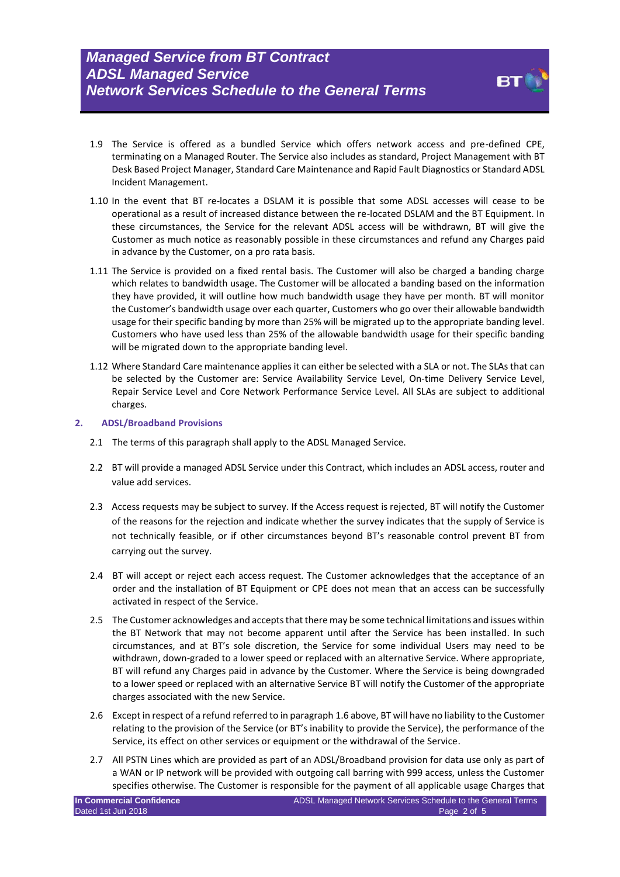1.9 The Service is offered as a bundled Service which offers network access and pre-defined CPE, terminating on a Managed Router. The Service also includes as standard, Project Management with BT Desk Based Project Manager, Standard Care Maintenance and Rapid Fault Diagnostics or Standard ADSL Incident Management.

1.10 In the event that BT re-locates a DSLAM it is possible that some ADSL accesses will cease to be operational as a result of increased distance between the re-located DSLAM and the BT Equipment. In these circumstances, the Service for the relevant ADSL access will be withdrawn, BT will give the Customer as much notice as reasonably possible in these circumstances and refund any Charges paid in advance by the Customer, on a pro rata basis.

1.11 The Service is provided on a fixed rental basis. The Customer will also be charged a banding charge which relates to bandwidth usage. The Customer will be allocated a banding based on the information they have provided, it will outline how much bandwidth usage they have per month. BT will monitor the Customer's bandwidth usage over each quarter, Customers who go over their allowable bandwidth usage for their specific banding by more than 25% will be migrated up to the appropriate banding level. Customers who have used less than 25% of the allowable bandwidth usage for their specific banding will be migrated down to the appropriate banding level.

1.12 Where Standard Care maintenance applies it can either be selected with a SLA or not. The SLAs that can be selected by the Customer are: Service Availability Service Level, On-time Delivery Service Level, Repair Service Level and Core Network Performance Service Level. All SLAs are subject to additional charges.

## 2. ADSL/Broadband Provisions

2.1 The terms of this paragraph shall apply to the ADSL Managed Service.

2.2 BT will provide a managed ADSL Service under this Contract, which includes an ADSL access, router and value add services.

2.3 Access requests may be subject to survey. If the Access request is rejected, BT will notify the Customer of the reasons for the rejection and indicate whether the survey indicates that the supply of Service is not technically feasible, or if other circumstances beyond BT's reasonable control prevent BT from carrying out the survey.

2.4 BT will accept or reject each access request. The Customer acknowledges that the acceptance of an order and the installation of BT Equipment or CPE does not mean that an access can be successfully activated in respect of the Service.

2.5 The Customer acknowledges and accepts that there may be some technical limitations and issues within the BT Network that may not become apparent until after the Service has been installed. In such circumstances, and at BT's sole discretion, the Service for some individual Users may need to be withdrawn, down-graded to a lower speed or replaced with an alternative Service. Where appropriate, BT will refund any Charges paid in advance by the Customer. Where the Service is being downgraded to a lower speed or replaced with an alternative Service BT will notify the Customer of the appropriate charges associated with the new Service.

2.6 Except in respect of a refund referred to in paragraph 1.6 above, BT will have no liability to the Customer relating to the provision of the Service (or BT's inability to provide the Service), the performance of the Service, its effect on other services or equipment or the withdrawal of the Service.

2.7 All PSTN Lines which are provided as part of an ADSL/Broadband provision for data use only as part of a WAN or IP network will be provided with outgoing call barring with 999 access, unless the Customer specifies otherwise. The Customer is responsible for the payment of all applicable usage Charges that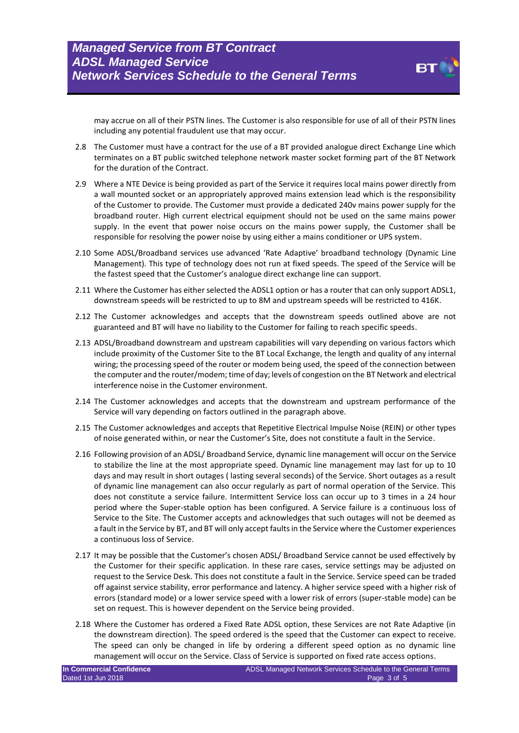may accrue on all of their PSTN lines. The Customer is also responsible for use of all of their PSTN lines including any potential fraudulent use that may occur.

2.8 The Customer must have a contract for the use of a BT provided analogue direct Exchange Line which terminates on a BT public switched telephone network master socket forming part of the BT Network for the duration of the Contract.

2.9 Where a NTE Device is being provided as part of the Service it requires local mains power directly from a wall mounted socket or an appropriately approved mains extension lead which is the responsibility of the Customer to provide. The Customer must provide a dedicated 240v mains power supply for the broadband router. High current electrical equipment should not be used on the same mains power supply. In the event that power noise occurs on the mains power supply, the Customer shall be responsible for resolving the power noise by using either a mains conditioner or UPS system.

2.10 Some ADSL/Broadband services use advanced 'Rate Adaptive' broadband technology (Dynamic Line Management). This type of technology does not run at fixed speeds. The speed of the Service will be the fastest speed that the Customer's analogue direct exchange line can support.

2.11 Where the Customer has either selected the ADSL1 option or has a router that can only support ADSL1, downstream speeds will be restricted to up to 8M and upstream speeds will be restricted to 416K.

2.12 The Customer acknowledges and accepts that the downstream speeds outlined above are not guaranteed and BT will have no liability to the Customer for failing to reach specific speeds.

2.13 ADSL/Broadband downstream and upstream capabilities will vary depending on various factors which include proximity of the Customer Site to the BT Local Exchange, the length and quality of any internal wiring; the processing speed of the router or modem being used, the speed of the connection between the computer and the router/modem; time of day; levels of congestion on the BT Network and electrical interference noise in the Customer environment.

2.14 The Customer acknowledges and accepts that the downstream and upstream performance of the Service will vary depending on factors outlined in the paragraph above.

2.15 The Customer acknowledges and accepts that Repetitive Electrical Impulse Noise (REIN) or other types of noise generated within, or near the Customer's Site, does not constitute a fault in the Service.

2.16 Following provision of an ADSL/ Broadband Service, dynamic line management will occur on the Service to stabilize the line at the most appropriate speed. Dynamic line management may last for up to 10 days and may result in short outages ( lasting several seconds) of the Service. Short outages as a result of dynamic line management can also occur regularly as part of normal operation of the Service. This does not constitute a service failure. Intermittent Service loss can occur up to 3 times in a 24 hour period where the Super-stable option has been configured. A Service failure is a continuous loss of Service to the Site. The Customer accepts and acknowledges that such outages will not be deemed as a fault in the Service by BT, and BT will only accept faults in the Service where the Customer experiences a continuous loss of Service.

2.17 It may be possible that the Customer's chosen ADSL/ Broadband Service cannot be used effectively by the Customer for their specific application. In these rare cases, service settings may be adjusted on request to the Service Desk. This does not constitute a fault in the Service. Service speed can be traded off against service stability, error performance and latency. A higher service speed with a higher risk of errors (standard mode) or a lower service speed with a lower risk of errors (super-stable mode) can be set on request. This is however dependent on the Service being provided.

2.18 Where the Customer has ordered a Fixed Rate ADSL option, these Services are not Rate Adaptive (in the downstream direction). The speed ordered is the speed that the Customer can expect to receive. The speed can only be changed in life by ordering a different speed option as no dynamic line management will occur on the Service. Class of Service is supported on fixed rate access options.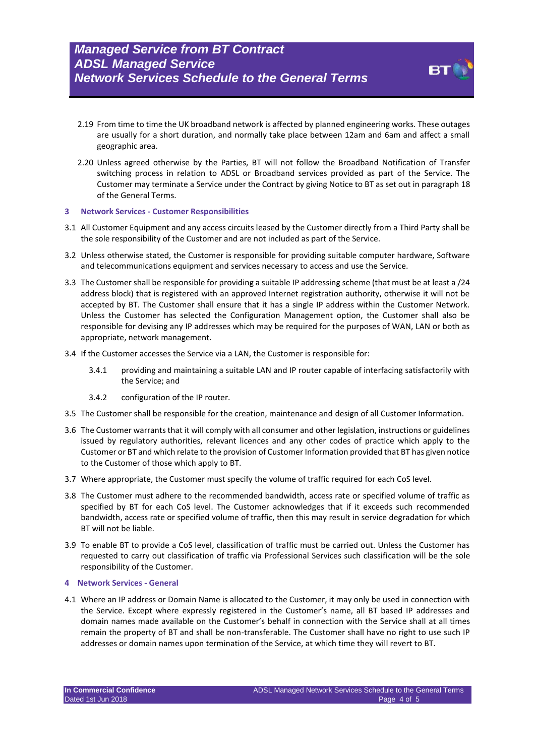2.19 From time to time the UK broadband network is affected by planned engineering works. These outages are usually for a short duration, and normally take place between 12am and 6am and affect a small geographic area.

2.20 Unless agreed otherwise by the Parties, BT will not follow the Broadband Notification of Transfer switching process in relation to ADSL or Broadband services provided as part of the Service. The Customer may terminate a Service under the Contract by giving Notice to BT as set out in paragraph 18 of the General Terms.

## 3 Network Services - Customer Responsibilities

3.1 All Customer Equipment and any access circuits leased by the Customer directly from a Third Party shall be the sole responsibility of the Customer and are not included as part of the Service.

3.2 Unless otherwise stated, the Customer is responsible for providing suitable computer hardware, Software and telecommunications equipment and services necessary to access and use the Service.

3.3 The Customer shall be responsible for providing a suitable IP addressing scheme (that must be at least a /24 address block) that is registered with an approved Internet registration authority, otherwise it will not be accepted by BT. The Customer shall ensure that it has a single IP address within the Customer Network. Unless the Customer has selected the Configuration Management option, the Customer shall also be responsible for devising any IP addresses which may be required for the purposes of WAN, LAN or both as appropriate, network management.

3.4 If the Customer accesses the Service via a LAN, the Customer is responsible for:

  3.4.1 providing and maintaining a suitable LAN and IP router capable of interfacing satisfactorily with the Service; and

  3.4.2 configuration of the IP router.

3.5 The Customer shall be responsible for the creation, maintenance and design of all Customer Information.

3.6 The Customer warrants that it will comply with all consumer and other legislation, instructions or guidelines issued by regulatory authorities, relevant licences and any other codes of practice which apply to the Customer or BT and which relate to the provision of Customer Information provided that BT has given notice to the Customer of those which apply to BT.

3.7 Where appropriate, the Customer must specify the volume of traffic required for each CoS level.

3.8 The Customer must adhere to the recommended bandwidth, access rate or specified volume of traffic as specified by BT for each CoS level. The Customer acknowledges that if it exceeds such recommended bandwidth, access rate or specified volume of traffic, then this may result in service degradation for which BT will not be liable.

3.9 To enable BT to provide a CoS level, classification of traffic must be carried out. Unless the Customer has requested to carry out classification of traffic via Professional Services such classification will be the sole responsibility of the Customer.

## 4 Network Services - General

4.1 Where an IP address or Domain Name is allocated to the Customer, it may only be used in connection with the Service. Except where expressly registered in the Customer's name, all BT based IP addresses and domain names made available on the Customer's behalf in connection with the Service shall at all times remain the property of BT and shall be non-transferable. The Customer shall have no right to use such IP addresses or domain names upon termination of the Service, at which time they will revert to BT.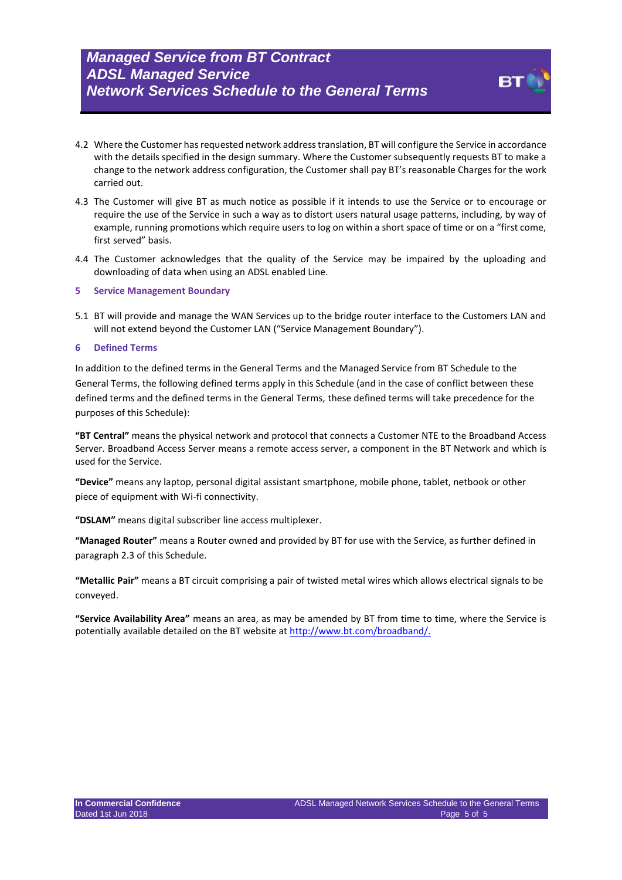4.2 Where the Customer has requested network address translation, BT will configure the Service in accordance with the details specified in the design summary. Where the Customer subsequently requests BT to make a change to the network address configuration, the Customer shall pay BT's reasonable Charges for the work carried out.

4.3 The Customer will give BT as much notice as possible if it intends to use the Service or to encourage or require the use of the Service in such a way as to distort users natural usage patterns, including, by way of example, running promotions which require users to log on within a short space of time or on a "first come, first served" basis.

4.4 The Customer acknowledges that the quality of the Service may be impaired by the uploading and downloading of data when using an ADSL enabled Line.

## 5 Service Management Boundary

5.1 BT will provide and manage the WAN Services up to the bridge router interface to the Customers LAN and will not extend beyond the Customer LAN ("Service Management Boundary").

## 6 Defined Terms

In addition to the defined terms in the General Terms and the Managed Service from BT Schedule to the General Terms, the following defined terms apply in this Schedule (and in the case of conflict between these defined terms and the defined terms in the General Terms, these defined terms will take precedence for the purposes of this Schedule):

**"BT Central"** means the physical network and protocol that connects a Customer NTE to the Broadband Access Server. Broadband Access Server means a remote access server, a component in the BT Network and which is used for the Service.

**"Device"** means any laptop, personal digital assistant smartphone, mobile phone, tablet, netbook or other piece of equipment with Wi-fi connectivity.

**"DSLAM"** means digital subscriber line access multiplexer.

**"Managed Router"** means a Router owned and provided by BT for use with the Service, as further defined in paragraph 2.3 of this Schedule.

**"Metallic Pair"** means a BT circuit comprising a pair of twisted metal wires which allows electrical signals to be conveyed.

**"Service Availability Area"** means an area, as may be amended by BT from time to time, where the Service is potentially available detailed on the BT website at http://www.bt.com/broadband/.